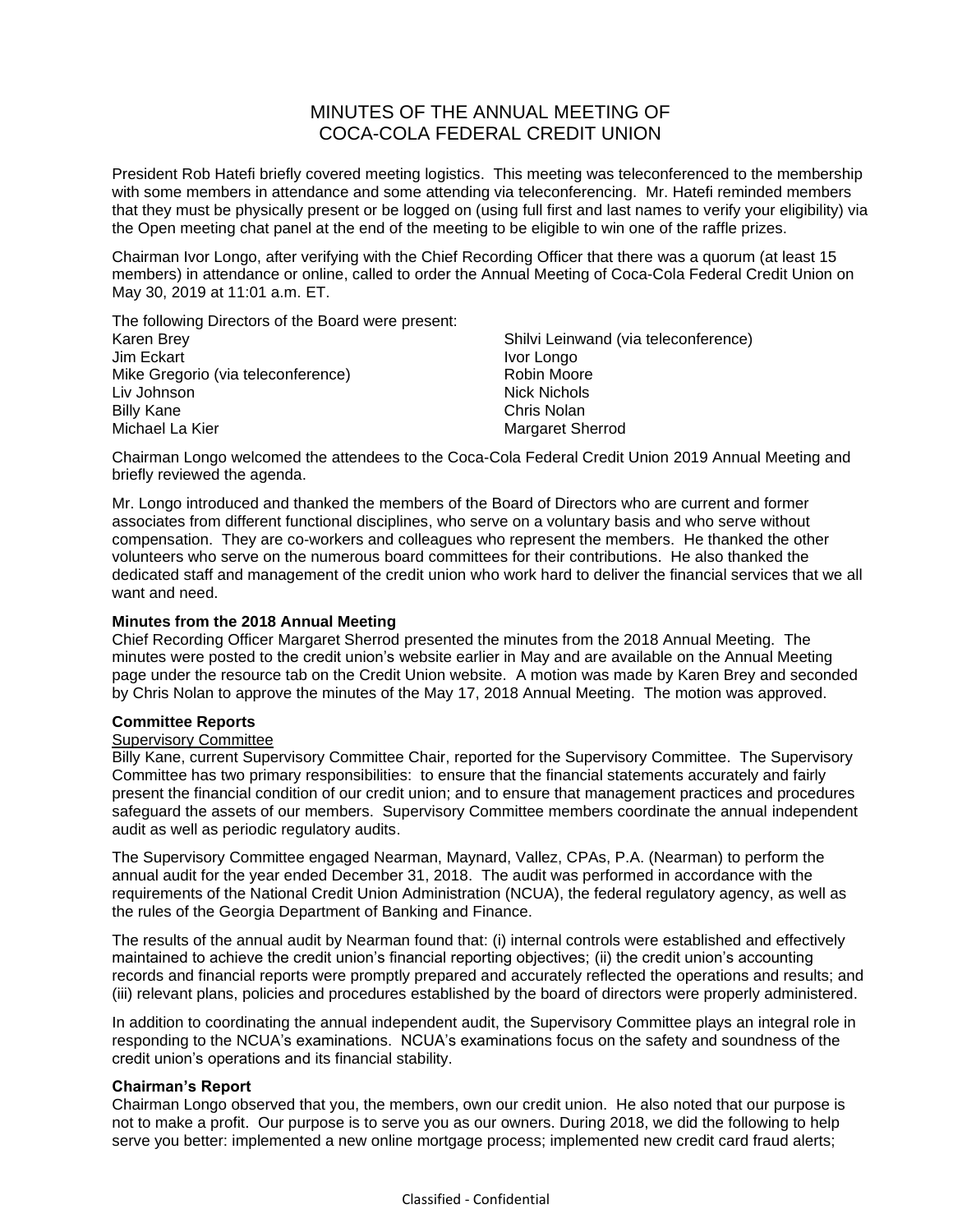# MINUTES OF THE ANNUAL MEETING OF COCA-COLA FEDERAL CREDIT UNION

President Rob Hatefi briefly covered meeting logistics. This meeting was teleconferenced to the membership with some members in attendance and some attending via teleconferencing. Mr. Hatefi reminded members that they must be physically present or be logged on (using full first and last names to verify your eligibility) via the Open meeting chat panel at the end of the meeting to be eligible to win one of the raffle prizes.

Chairman Ivor Longo, after verifying with the Chief Recording Officer that there was a quorum (at least 15 members) in attendance or online, called to order the Annual Meeting of Coca-Cola Federal Credit Union on May 30, 2019 at 11:01 a.m. ET.

The following Directors of the Board were present:

Karen Brey
Jim Eckart
Mike Gregorio (via teleconference)
Liv Johnson
Billy Kane
Michael La Kier
Shilvi Leinwand (via teleconference)
Ivor Longo
Robin Moore
Nick Nichols
Chris Nolan
Margaret Sherrod

Chairman Longo welcomed the attendees to the Coca-Cola Federal Credit Union 2019 Annual Meeting and briefly reviewed the agenda.

Mr. Longo introduced and thanked the members of the Board of Directors who are current and former associates from different functional disciplines, who serve on a voluntary basis and who serve without compensation. They are co-workers and colleagues who represent the members. He thanked the other volunteers who serve on the numerous board committees for their contributions. He also thanked the dedicated staff and management of the credit union who work hard to deliver the financial services that we all want and need.

**Minutes from the 2018 Annual Meeting**

Chief Recording Officer Margaret Sherrod presented the minutes from the 2018 Annual Meeting. The minutes were posted to the credit union's website earlier in May and are available on the Annual Meeting page under the resource tab on the Credit Union website. A motion was made by Karen Brey and seconded by Chris Nolan to approve the minutes of the May 17, 2018 Annual Meeting. The motion was approved.

**Committee Reports**

Supervisory Committee

Billy Kane, current Supervisory Committee Chair, reported for the Supervisory Committee. The Supervisory Committee has two primary responsibilities: to ensure that the financial statements accurately and fairly present the financial condition of our credit union; and to ensure that management practices and procedures safeguard the assets of our members. Supervisory Committee members coordinate the annual independent audit as well as periodic regulatory audits.

The Supervisory Committee engaged Nearman, Maynard, Vallez, CPAs, P.A. (Nearman) to perform the annual audit for the year ended December 31, 2018. The audit was performed in accordance with the requirements of the National Credit Union Administration (NCUA), the federal regulatory agency, as well as the rules of the Georgia Department of Banking and Finance.

The results of the annual audit by Nearman found that: (i) internal controls were established and effectively maintained to achieve the credit union's financial reporting objectives; (ii) the credit union's accounting records and financial reports were promptly prepared and accurately reflected the operations and results; and (iii) relevant plans, policies and procedures established by the board of directors were properly administered.

In addition to coordinating the annual independent audit, the Supervisory Committee plays an integral role in responding to the NCUA's examinations. NCUA's examinations focus on the safety and soundness of the credit union's operations and its financial stability.

**Chairman's Report**

Chairman Longo observed that you, the members, own our credit union. He also noted that our purpose is not to make a profit. Our purpose is to serve you as our owners. During 2018, we did the following to help serve you better: implemented a new online mortgage process; implemented new credit card fraud alerts;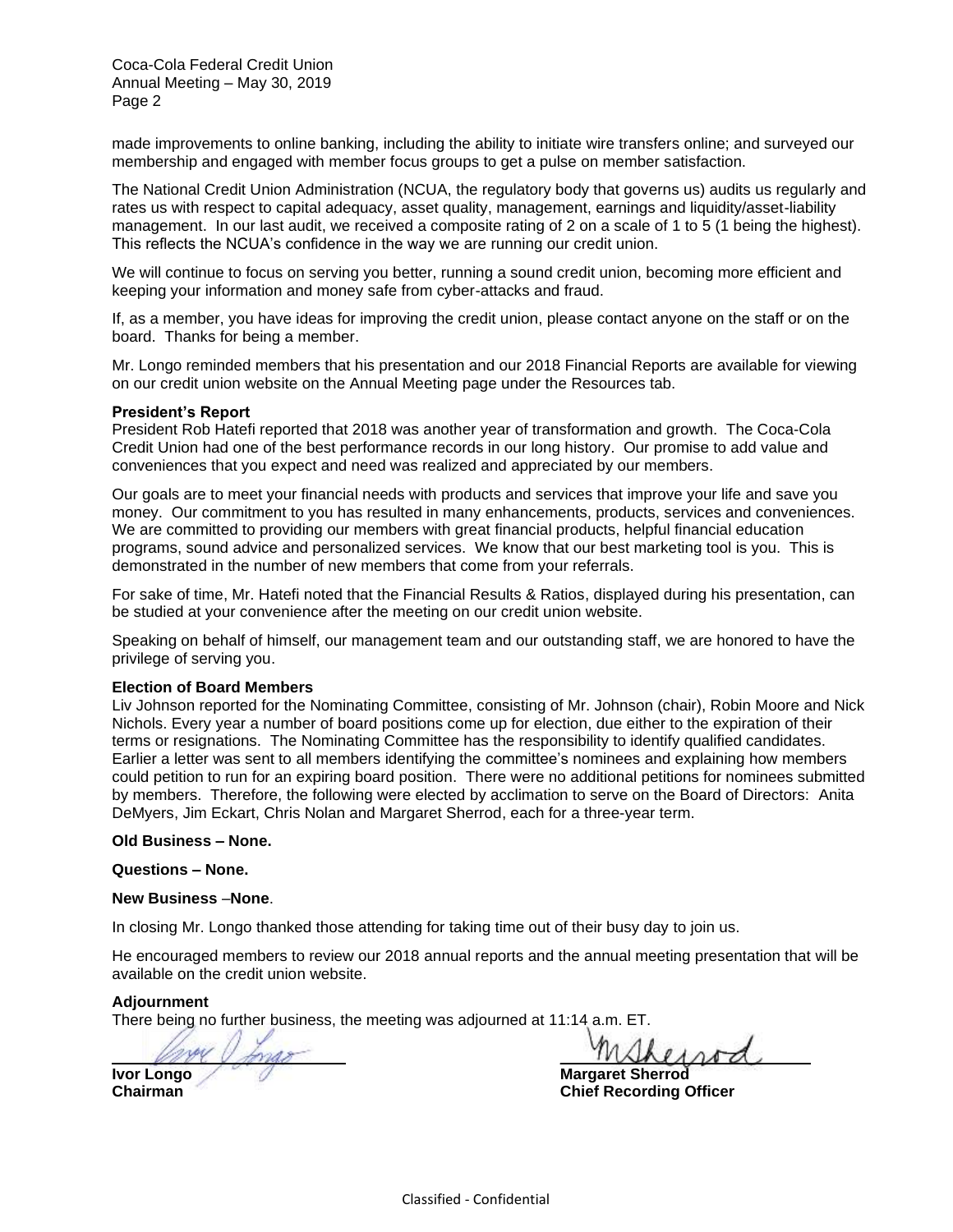made improvements to online banking, including the ability to initiate wire transfers online; and surveyed our membership and engaged with member focus groups to get a pulse on member satisfaction.

The National Credit Union Administration (NCUA, the regulatory body that governs us) audits us regularly and rates us with respect to capital adequacy, asset quality, management, earnings and liquidity/asset-liability management. In our last audit, we received a composite rating of 2 on a scale of 1 to 5 (1 being the highest). This reflects the NCUA's confidence in the way we are running our credit union.

We will continue to focus on serving you better, running a sound credit union, becoming more efficient and keeping your information and money safe from cyber-attacks and fraud.

If, as a member, you have ideas for improving the credit union, please contact anyone on the staff or on the board. Thanks for being a member.

Mr. Longo reminded members that his presentation and our 2018 Financial Reports are available for viewing on our credit union website on the Annual Meeting page under the Resources tab.

**President's Report**

President Rob Hatefi reported that 2018 was another year of transformation and growth. The Coca-Cola Credit Union had one of the best performance records in our long history. Our promise to add value and conveniences that you expect and need was realized and appreciated by our members.

Our goals are to meet your financial needs with products and services that improve your life and save you money. Our commitment to you has resulted in many enhancements, products, services and conveniences. We are committed to providing our members with great financial products, helpful financial education programs, sound advice and personalized services. We know that our best marketing tool is you. This is demonstrated in the number of new members that come from your referrals.

For sake of time, Mr. Hatefi noted that the Financial Results & Ratios, displayed during his presentation, can be studied at your convenience after the meeting on our credit union website.

Speaking on behalf of himself, our management team and our outstanding staff, we are honored to have the privilege of serving you.

**Election of Board Members**

Liv Johnson reported for the Nominating Committee, consisting of Mr. Johnson (chair), Robin Moore and Nick Nichols. Every year a number of board positions come up for election, due either to the expiration of their terms or resignations. The Nominating Committee has the responsibility to identify qualified candidates. Earlier a letter was sent to all members identifying the committee's nominees and explaining how members could petition to run for an expiring board position. There were no additional petitions for nominees submitted by members. Therefore, the following were elected by acclimation to serve on the Board of Directors: Anita DeMyers, Jim Eckart, Chris Nolan and Margaret Sherrod, each for a three-year term.

**Old Business – None.**

**Questions – None.**

**New Business** –**None**.

In closing Mr. Longo thanked those attending for taking time out of their busy day to join us.

He encouraged members to review our 2018 annual reports and the annual meeting presentation that will be available on the credit union website.

**Adjournment**

There being no further business, the meeting was adjourned at 11:14 a.m. ET.

| | |
|---|---|
| **Ivor Longo** | **Margaret Sherrod** |
| **Chairman** | **Chief Recording Officer** |

Classified - Confidential